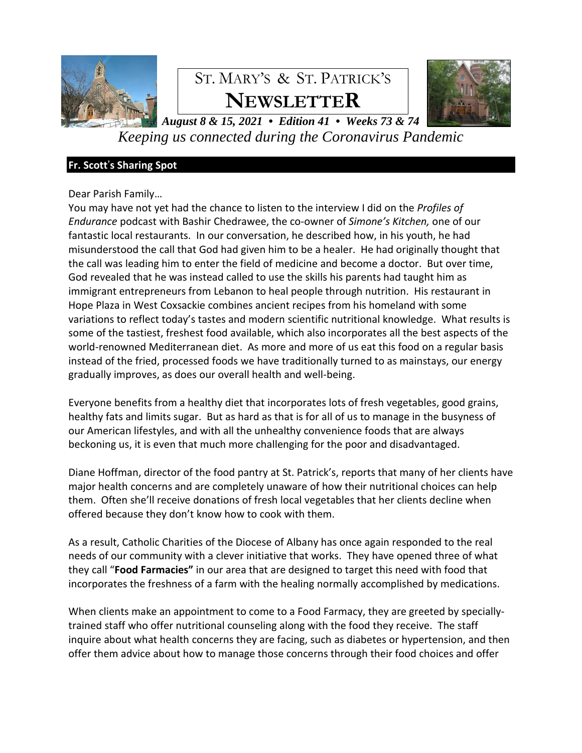# ST. MARY'S & ST. PATRICK'S NEWSLETTER

***August 8 & 15, 2021 • Edition 41 • Weeks 73 & 74***

*Keeping us connected during the Coronavirus Pandemic*

## Fr. Scott's Sharing Spot

Dear Parish Family…

You may have not yet had the chance to listen to the interview I did on the *Profiles of Endurance* podcast with Bashir Chedrawee, the co-owner of *Simone's Kitchen,* one of our fantastic local restaurants. In our conversation, he described how, in his youth, he had misunderstood the call that God had given him to be a healer. He had originally thought that the call was leading him to enter the field of medicine and become a doctor. But over time, God revealed that he was instead called to use the skills his parents had taught him as immigrant entrepreneurs from Lebanon to heal people through nutrition. His restaurant in Hope Plaza in West Coxsackie combines ancient recipes from his homeland with some variations to reflect today's tastes and modern scientific nutritional knowledge. What results is some of the tastiest, freshest food available, which also incorporates all the best aspects of the world-renowned Mediterranean diet. As more and more of us eat this food on a regular basis instead of the fried, processed foods we have traditionally turned to as mainstays, our energy gradually improves, as does our overall health and well-being.

Everyone benefits from a healthy diet that incorporates lots of fresh vegetables, good grains, healthy fats and limits sugar. But as hard as that is for all of us to manage in the busyness of our American lifestyles, and with all the unhealthy convenience foods that are always beckoning us, it is even that much more challenging for the poor and disadvantaged.

Diane Hoffman, director of the food pantry at St. Patrick's, reports that many of her clients have major health concerns and are completely unaware of how their nutritional choices can help them. Often she'll receive donations of fresh local vegetables that her clients decline when offered because they don't know how to cook with them.

As a result, Catholic Charities of the Diocese of Albany has once again responded to the real needs of our community with a clever initiative that works. They have opened three of what they call "**Food Farmacies"** in our area that are designed to target this need with food that incorporates the freshness of a farm with the healing normally accomplished by medications.

When clients make an appointment to come to a Food Farmacy, they are greeted by specially-trained staff who offer nutritional counseling along with the food they receive. The staff inquire about what health concerns they are facing, such as diabetes or hypertension, and then offer them advice about how to manage those concerns through their food choices and offer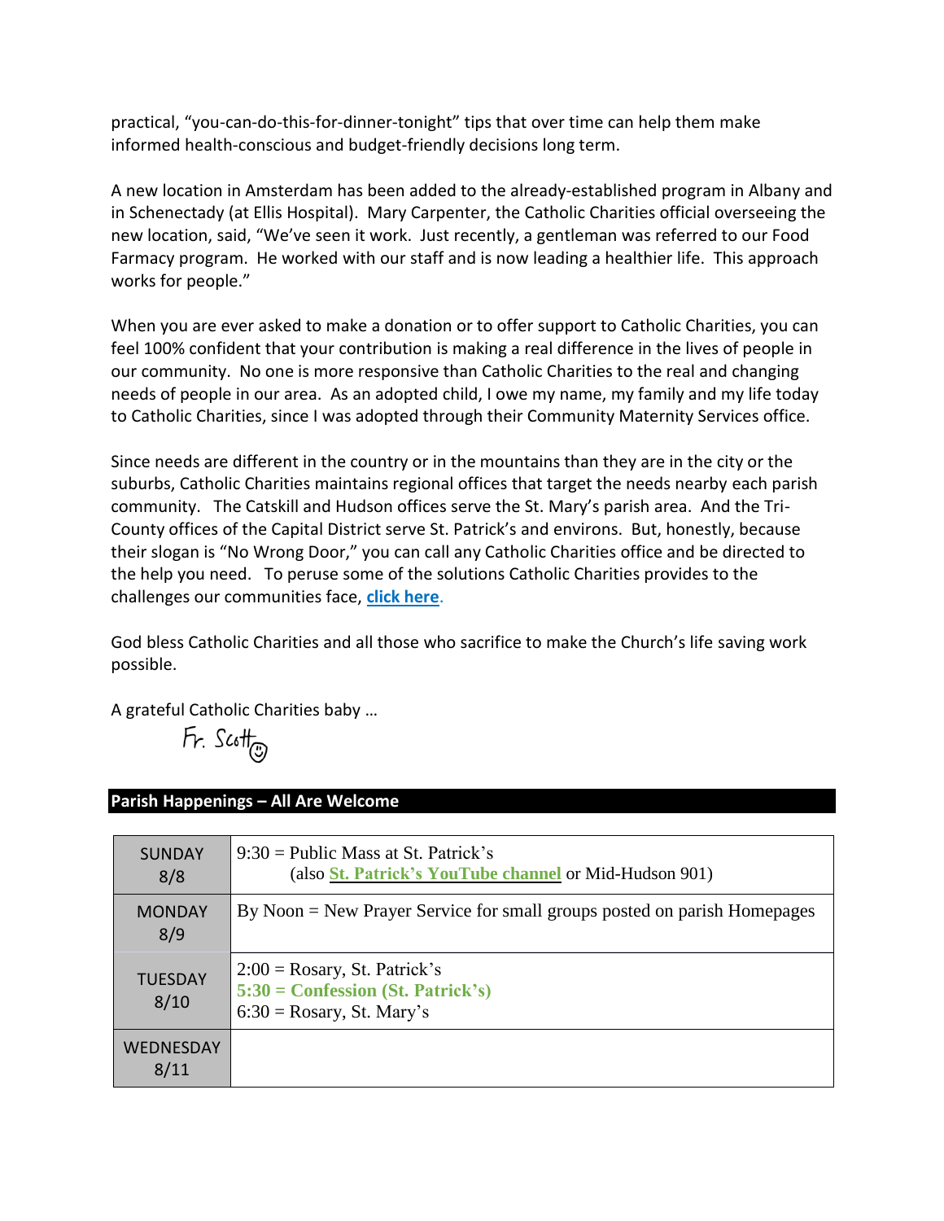practical, "you-can-do-this-for-dinner-tonight" tips that over time can help them make informed health-conscious and budget-friendly decisions long term.

A new location in Amsterdam has been added to the already-established program in Albany and in Schenectady (at Ellis Hospital). Mary Carpenter, the Catholic Charities official overseeing the new location, said, "We've seen it work. Just recently, a gentleman was referred to our Food Farmacy program. He worked with our staff and is now leading a healthier life. This approach works for people."

When you are ever asked to make a donation or to offer support to Catholic Charities, you can feel 100% confident that your contribution is making a real difference in the lives of people in our community. No one is more responsive than Catholic Charities to the real and changing needs of people in our area. As an adopted child, I owe my name, my family and my life today to Catholic Charities, since I was adopted through their Community Maternity Services office.

Since needs are different in the country or in the mountains than they are in the city or the suburbs, Catholic Charities maintains regional offices that target the needs nearby each parish community. The Catskill and Hudson offices serve the St. Mary's parish area. And the Tri-County offices of the Capital District serve St. Patrick's and environs. But, honestly, because their slogan is "No Wrong Door," you can call any Catholic Charities office and be directed to the help you need. To peruse some of the solutions Catholic Charities provides to the challenges our communities face, **click here**.

God bless Catholic Charities and all those who sacrifice to make the Church's life saving work possible.

A grateful Catholic Charities baby …

Fr. Scott ☺

## Parish Happenings – All Are Welcome

| | |
|---|---|
| SUNDAY 8/8 | 9:30 = Public Mass at St. Patrick's (also **St. Patrick's YouTube channel** or Mid-Hudson 901) |
| MONDAY 8/9 | By Noon = New Prayer Service for small groups posted on parish Homepages |
| TUESDAY 8/10 | 2:00 = Rosary, St. Patrick's<br>**5:30 = Confession (St. Patrick's)**<br>6:30 = Rosary, St. Mary's |
| WEDNESDAY 8/11 | |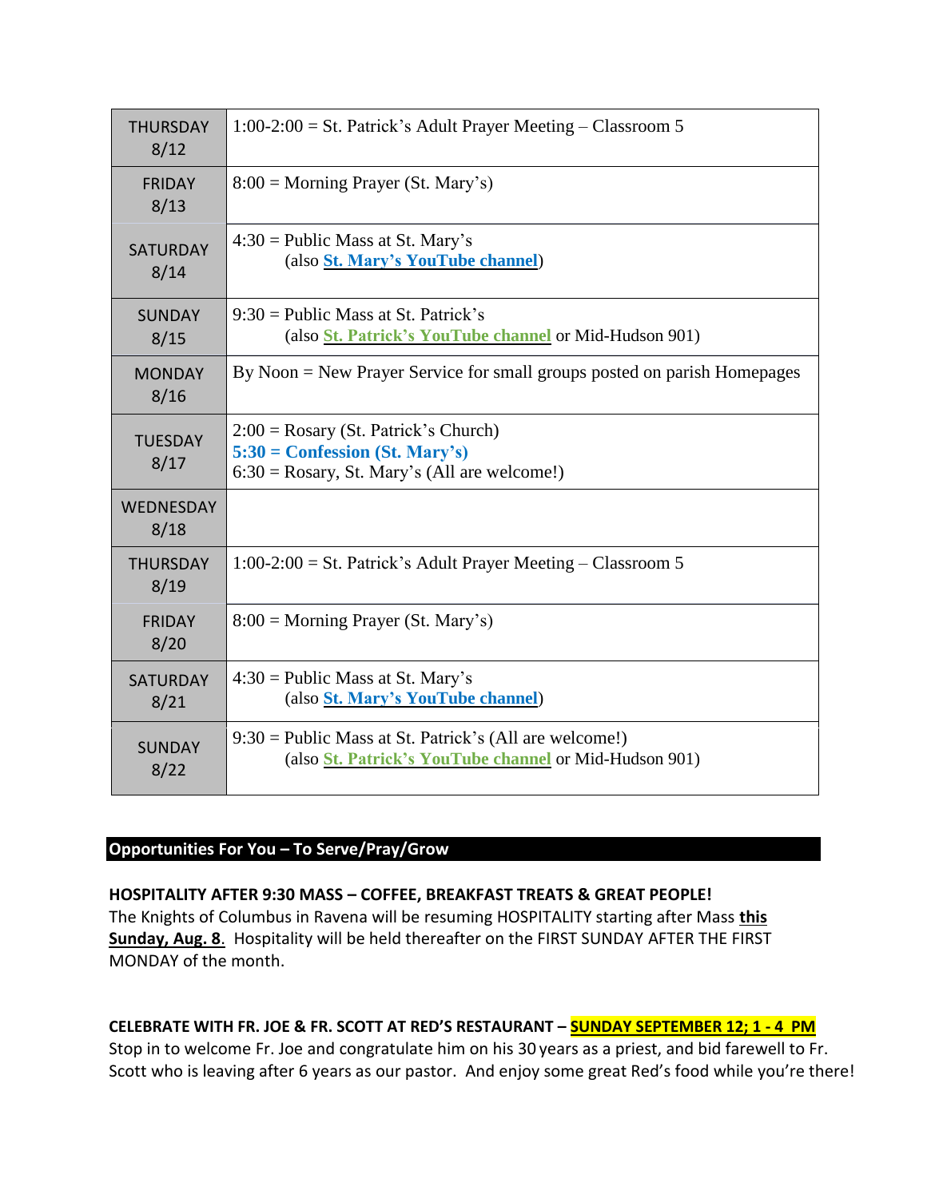| | |
|---|---|
| THURSDAY 8/12 | 1:00-2:00 = St. Patrick's Adult Prayer Meeting – Classroom 5 |
| FRIDAY 8/13 | 8:00 = Morning Prayer (St. Mary's) |
| SATURDAY 8/14 | 4:30 = Public Mass at St. Mary's (also **St. Mary's YouTube channel**) |
| SUNDAY 8/15 | 9:30 = Public Mass at St. Patrick's (also **St. Patrick's YouTube channel** or Mid-Hudson 901) |
| MONDAY 8/16 | By Noon = New Prayer Service for small groups posted on parish Homepages |
| TUESDAY 8/17 | 2:00 = Rosary (St. Patrick's Church)<br>**5:30 = Confession (St. Mary's)**<br>6:30 = Rosary, St. Mary's (All are welcome!) |
| WEDNESDAY 8/18 | |
| THURSDAY 8/19 | 1:00-2:00 = St. Patrick's Adult Prayer Meeting – Classroom 5 |
| FRIDAY 8/20 | 8:00 = Morning Prayer (St. Mary's) |
| SATURDAY 8/21 | 4:30 = Public Mass at St. Mary's (also **St. Mary's YouTube channel**) |
| SUNDAY 8/22 | 9:30 = Public Mass at St. Patrick's (All are welcome!) (also **St. Patrick's YouTube channel** or Mid-Hudson 901) |

## Opportunities For You – To Serve/Pray/Grow

**HOSPITALITY AFTER 9:30 MASS – COFFEE, BREAKFAST TREATS & GREAT PEOPLE!**
The Knights of Columbus in Ravena will be resuming HOSPITALITY starting after Mass **this Sunday, Aug. 8**. Hospitality will be held thereafter on the FIRST SUNDAY AFTER THE FIRST MONDAY of the month.

**CELEBRATE WITH FR. JOE & FR. SCOTT AT RED'S RESTAURANT – SUNDAY SEPTEMBER 12; 1 - 4 PM**
Stop in to welcome Fr. Joe and congratulate him on his 30 years as a priest, and bid farewell to Fr. Scott who is leaving after 6 years as our pastor. And enjoy some great Red's food while you're there!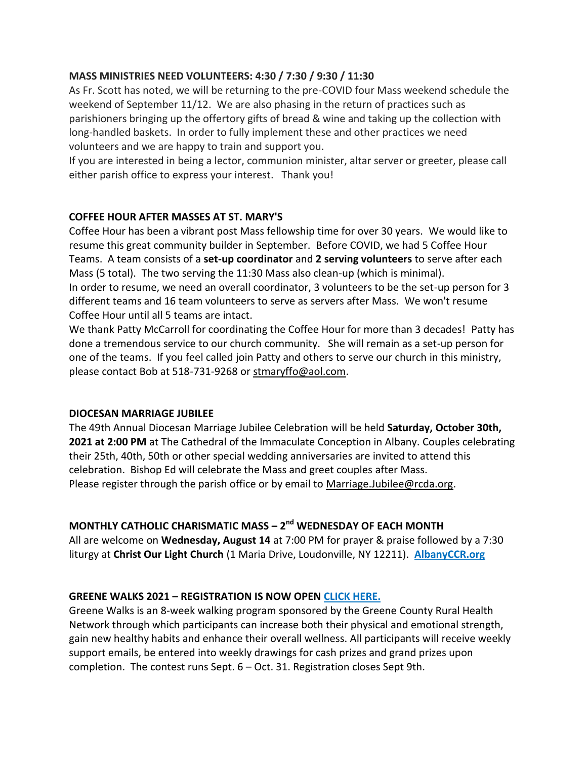**MASS MINISTRIES NEED VOLUNTEERS: 4:30 / 7:30 / 9:30 / 11:30**

As Fr. Scott has noted, we will be returning to the pre-COVID four Mass weekend schedule the weekend of September 11/12. We are also phasing in the return of practices such as parishioners bringing up the offertory gifts of bread & wine and taking up the collection with long-handled baskets. In order to fully implement these and other practices we need volunteers and we are happy to train and support you.

If you are interested in being a lector, communion minister, altar server or greeter, please call either parish office to express your interest. Thank you!

**COFFEE HOUR AFTER MASSES AT ST. MARY'S**

Coffee Hour has been a vibrant post Mass fellowship time for over 30 years. We would like to resume this great community builder in September. Before COVID, we had 5 Coffee Hour Teams. A team consists of a **set-up coordinator** and **2 serving volunteers** to serve after each Mass (5 total). The two serving the 11:30 Mass also clean-up (which is minimal).

In order to resume, we need an overall coordinator, 3 volunteers to be the set-up person for 3 different teams and 16 team volunteers to serve as servers after Mass. We won't resume Coffee Hour until all 5 teams are intact.

We thank Patty McCarroll for coordinating the Coffee Hour for more than 3 decades! Patty has done a tremendous service to our church community. She will remain as a set-up person for one of the teams. If you feel called join Patty and others to serve our church in this ministry, please contact Bob at 518-731-9268 or stmaryffo@aol.com.

**DIOCESAN MARRIAGE JUBILEE**

The 49th Annual Diocesan Marriage Jubilee Celebration will be held **Saturday, October 30th, 2021 at 2:00 PM** at The Cathedral of the Immaculate Conception in Albany. Couples celebrating their 25th, 40th, 50th or other special wedding anniversaries are invited to attend this celebration. Bishop Ed will celebrate the Mass and greet couples after Mass.

Please register through the parish office or by email to Marriage.Jubilee@rcda.org.

**MONTHLY CATHOLIC CHARISMATIC MASS – 2nd WEDNESDAY OF EACH MONTH**

All are welcome on **Wednesday, August 14** at 7:00 PM for prayer & praise followed by a 7:30 liturgy at **Christ Our Light Church** (1 Maria Drive, Loudonville, NY 12211). **AlbanyCCR.org**

**GREENE WALKS 2021 – REGISTRATION IS NOW OPEN CLICK HERE.**

Greene Walks is an 8-week walking program sponsored by the Greene County Rural Health Network through which participants can increase both their physical and emotional strength, gain new healthy habits and enhance their overall wellness. All participants will receive weekly support emails, be entered into weekly drawings for cash prizes and grand prizes upon completion. The contest runs Sept. 6 – Oct. 31. Registration closes Sept 9th.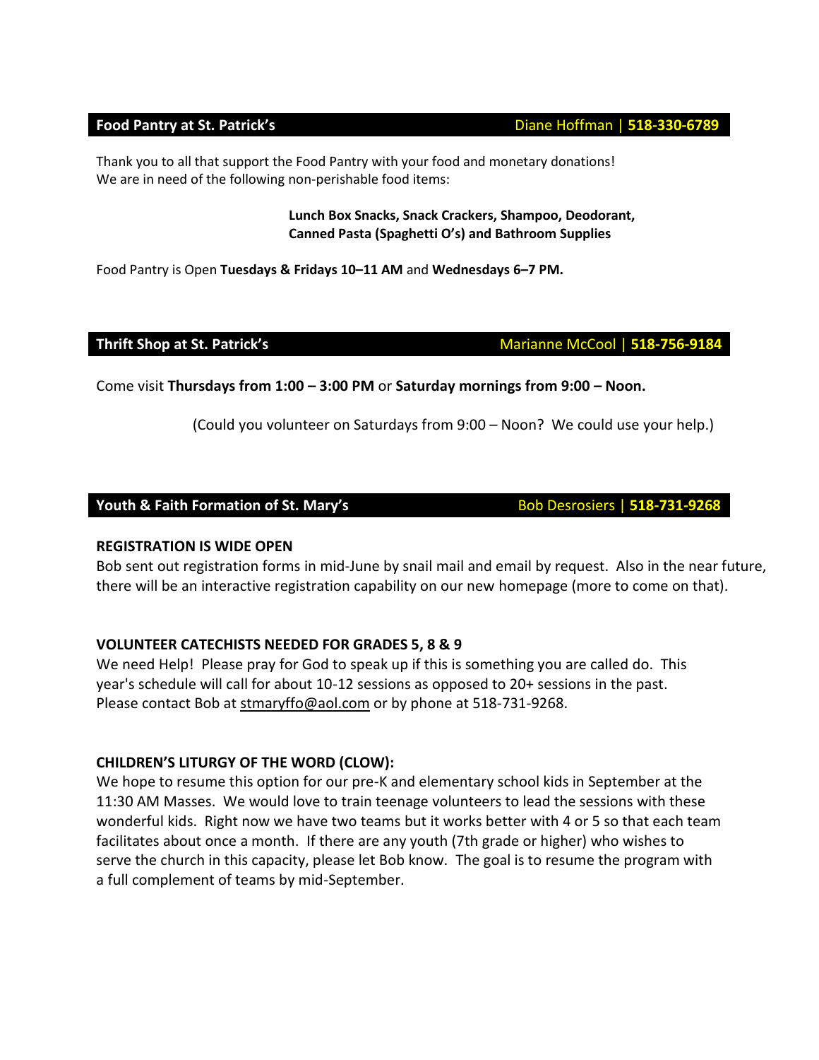## Food Pantry at St. Patrick's

Diane Hoffman | **518-330-6789**

Thank you to all that support the Food Pantry with your food and monetary donations!
We are in need of the following non-perishable food items:

**Lunch Box Snacks, Snack Crackers, Shampoo, Deodorant,**
**Canned Pasta (Spaghetti O's) and Bathroom Supplies**

Food Pantry is Open **Tuesdays & Fridays 10–11 AM** and **Wednesdays 6–7 PM.**

## Thrift Shop at St. Patrick's

Marianne McCool | **518-756-9184**

Come visit **Thursdays from 1:00 – 3:00 PM** or **Saturday mornings from 9:00 – Noon.**

(Could you volunteer on Saturdays from 9:00 – Noon? We could use your help.)

## Youth & Faith Formation of St. Mary's

Bob Desrosiers | **518-731-9268**

**REGISTRATION IS WIDE OPEN**

Bob sent out registration forms in mid-June by snail mail and email by request. Also in the near future, there will be an interactive registration capability on our new homepage (more to come on that).

**VOLUNTEER CATECHISTS NEEDED FOR GRADES 5, 8 & 9**

We need Help! Please pray for God to speak up if this is something you are called do. This year's schedule will call for about 10-12 sessions as opposed to 20+ sessions in the past. Please contact Bob at stmaryffo@aol.com or by phone at 518-731-9268.

**CHILDREN'S LITURGY OF THE WORD (CLOW):**

We hope to resume this option for our pre-K and elementary school kids in September at the 11:30 AM Masses. We would love to train teenage volunteers to lead the sessions with these wonderful kids. Right now we have two teams but it works better with 4 or 5 so that each team facilitates about once a month. If there are any youth (7th grade or higher) who wishes to serve the church in this capacity, please let Bob know. The goal is to resume the program with a full complement of teams by mid-September.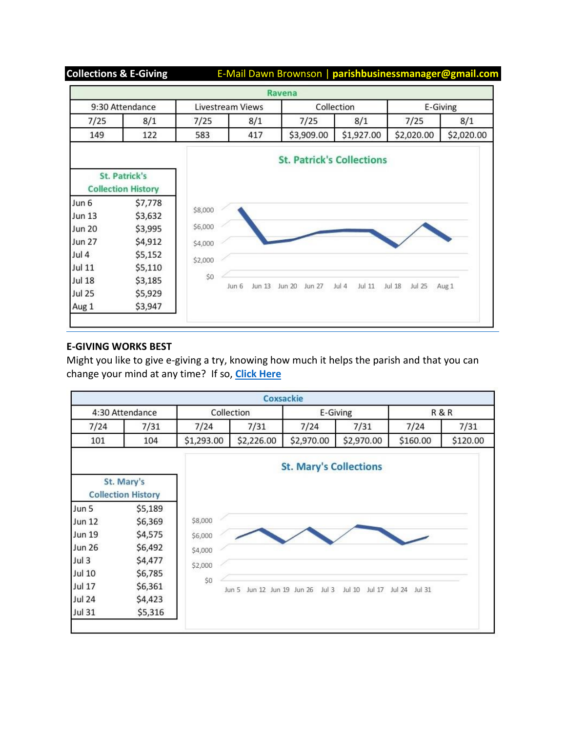**Collections & E-Giving** E-Mail Dawn Brownson | **parishbusinessmanager@gmail.com**

| Ravena | | | | | | | |
|---|---|---|---|---|---|---|---|
| 9:30 Attendance | | Livestream Views | | Collection | | E-Giving | |
| 7/25 | 8/1 | 7/25 | 8/1 | 7/25 | 8/1 | 7/25 | 8/1 |
| 149 | 122 | 583 | 417 | $3,909.00 | $1,927.00 | $2,020.00 | $2,020.00 |

| St. Patrick's Collection History | |
|---|---|
| Jun 6 | $7,778 |
| Jun 13 | $3,632 |
| Jun 20 | $3,995 |
| Jun 27 | $4,912 |
| Jul 4 | $5,152 |
| Jul 11 | $5,110 |
| Jul 18 | $3,185 |
| Jul 25 | $5,929 |
| Aug 1 | $3,947 |

St. Patrick's Collections

## E-GIVING WORKS BEST

Might you like to give e-giving a try, knowing how much it helps the parish and that you can change your mind at any time? If so, **Click Here**

| Coxsackie | | | | | | | |
|---|---|---|---|---|---|---|---|
| 4:30 Attendance | | Collection | | E-Giving | | R & R | |
| 7/24 | 7/31 | 7/24 | 7/31 | 7/24 | 7/31 | 7/24 | 7/31 |
| 101 | 104 | $1,293.00 | $2,226.00 | $2,970.00 | $2,970.00 | $160.00 | $120.00 |

| St. Mary's Collection History | |
|---|---|
| Jun 5 | $5,189 |
| Jun 12 | $6,369 |
| Jun 19 | $4,575 |
| Jun 26 | $6,492 |
| Jul 3 | $4,477 |
| Jul 10 | $6,785 |
| Jul 17 | $6,361 |
| Jul 24 | $4,423 |
| Jul 31 | $5,316 |

St. Mary's Collections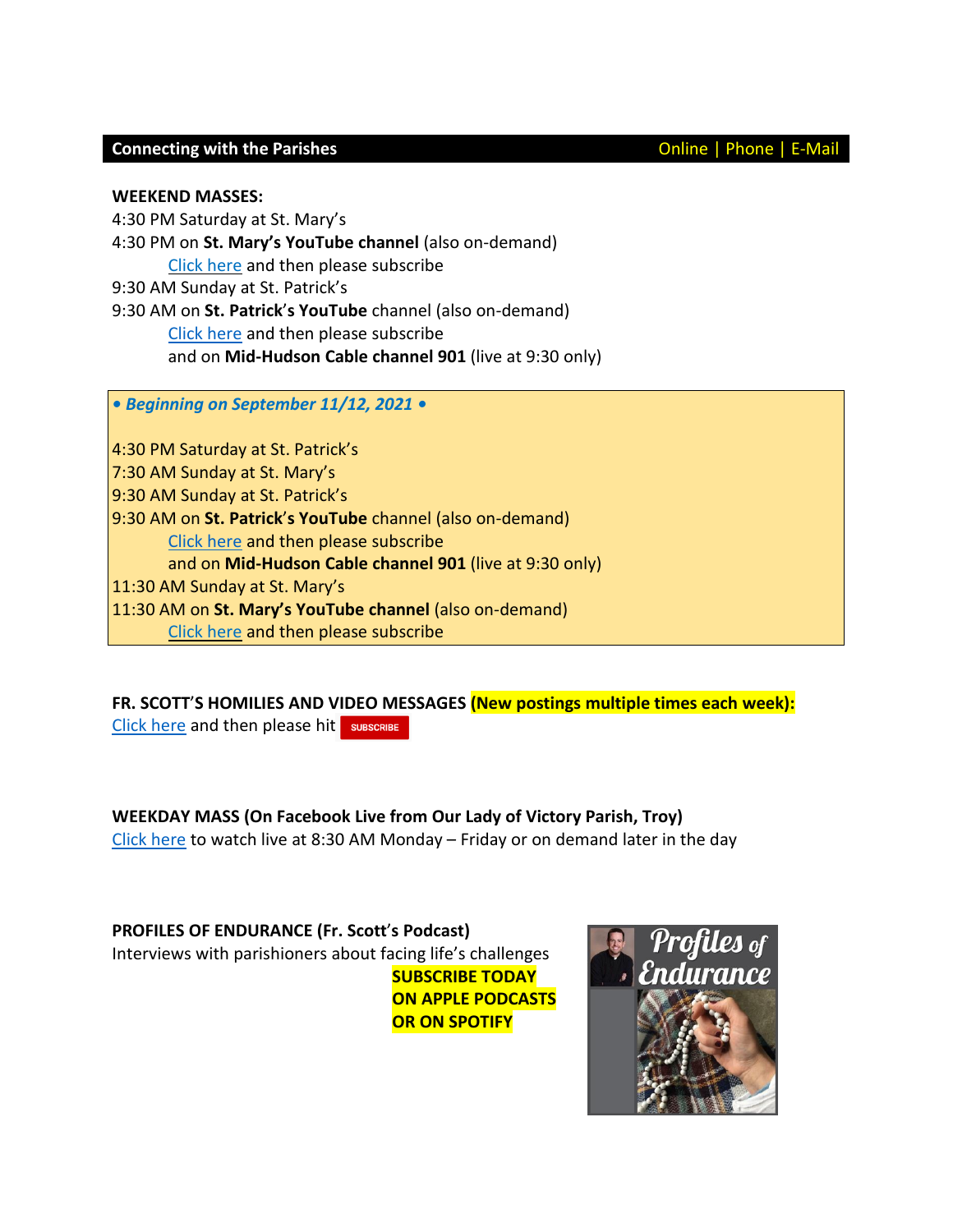## Connecting with the Parishes

Online | Phone | E-Mail

**WEEKEND MASSES:**

4:30 PM Saturday at St. Mary's

4:30 PM on **St. Mary's YouTube channel** (also on-demand)

Click here and then please subscribe

9:30 AM Sunday at St. Patrick's

9:30 AM on **St. Patrick's YouTube** channel (also on-demand)

Click here and then please subscribe

and on **Mid-Hudson Cable channel 901** (live at 9:30 only)

***• Beginning on September 11/12, 2021 •***

4:30 PM Saturday at St. Patrick's

7:30 AM Sunday at St. Mary's

9:30 AM Sunday at St. Patrick's

9:30 AM on **St. Patrick's YouTube** channel (also on-demand)

Click here and then please subscribe

and on **Mid-Hudson Cable channel 901** (live at 9:30 only)

11:30 AM Sunday at St. Mary's

11:30 AM on **St. Mary's YouTube channel** (also on-demand)

Click here and then please subscribe

**FR. SCOTT'S HOMILIES AND VIDEO MESSAGES (New postings multiple times each week):**

Click here and then please hit SUBSCRIBE

**WEEKDAY MASS (On Facebook Live from Our Lady of Victory Parish, Troy)**

Click here to watch live at 8:30 AM Monday – Friday or on demand later in the day

**PROFILES OF ENDURANCE (Fr. Scott's Podcast)**

Interviews with parishioners about facing life's challenges

**SUBSCRIBE TODAY ON APPLE PODCASTS OR ON SPOTIFY**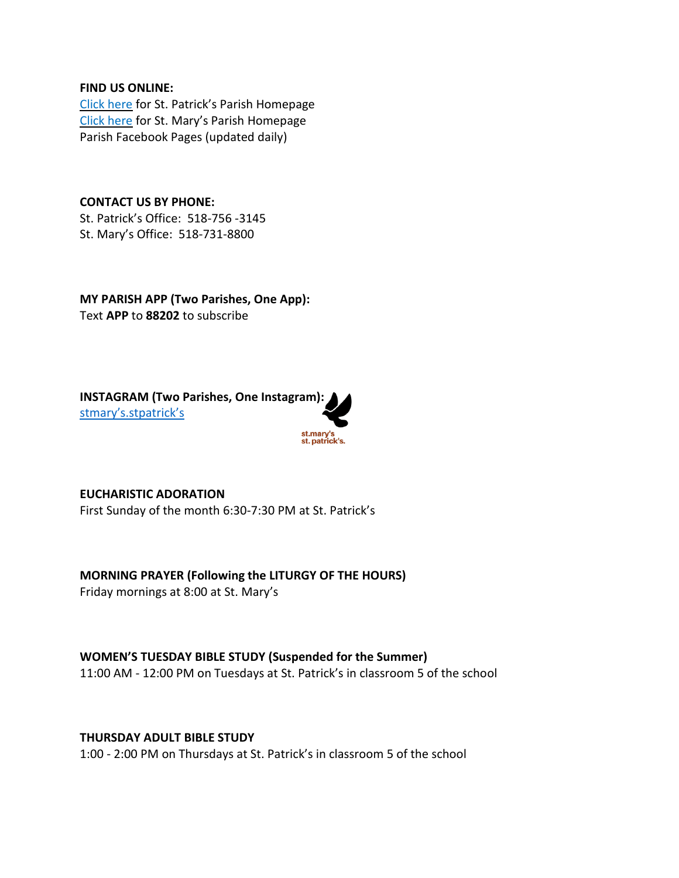**FIND US ONLINE:**
Click here for St. Patrick's Parish Homepage
Click here for St. Mary's Parish Homepage
Parish Facebook Pages (updated daily)

**CONTACT US BY PHONE:**
St. Patrick's Office: 518-756 -3145
St. Mary's Office: 518-731-8800

**MY PARISH APP (Two Parishes, One App):**
Text **APP** to **88202** to subscribe

**INSTAGRAM (Two Parishes, One Instagram):**
stmary's.stpatrick's

st.mary's
st. patrick's.

**EUCHARISTIC ADORATION**
First Sunday of the month 6:30-7:30 PM at St. Patrick's

**MORNING PRAYER (Following the LITURGY OF THE HOURS)**
Friday mornings at 8:00 at St. Mary's

**WOMEN'S TUESDAY BIBLE STUDY (Suspended for the Summer)**
11:00 AM - 12:00 PM on Tuesdays at St. Patrick's in classroom 5 of the school

**THURSDAY ADULT BIBLE STUDY**
1:00 - 2:00 PM on Thursdays at St. Patrick's in classroom 5 of the school